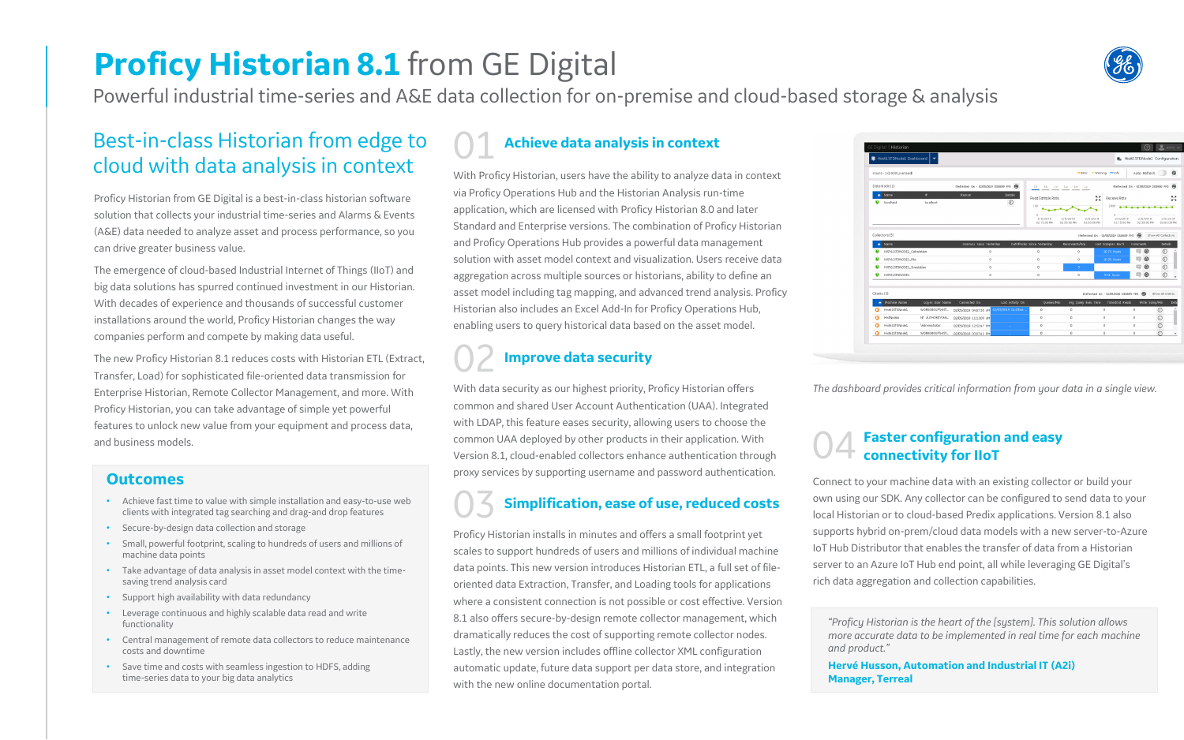# **Proficy Historian 8.1** from GE Digital

Powerful industrial time-series and A&E data collection for on-premise and cloud-based storage & analysis

## Best-in-class Historian from edge to cloud with data analysis in context

Proficy Historian from GE Digital is a best-in-class historian software solution that collects your industrial time-series and Alarms & Events (A&E) data needed to analyze asset and process performance, so you can drive greater business value.

The emergence of cloud-based Industrial Internet of Things (IIoT) and big data solutions has spurred continued investment in our Historian. With decades of experience and thousands of successful customer installations around the world, Proficy Historian changes the way companies perform and compete by making data useful.

The new Proficy Historian 8.1 reduces costs with Historian ETL (Extract, Transfer, Load) for sophisticated file-oriented data transmission for Enterprise Historian, Remote Collector Management, and more. With Proficy Historian, you can take advantage of simple yet powerful features to unlock new value from your equipment and process data, and business models.

### Outcomes

- Achieve fast time to value with simple installation and easy-to-use web clients with integrated tag searching and drag-and drop features
- Secure-by-design data collection and storage
- Small, powerful footprint, scaling to hundreds of users and millions of machine data points
- Take advantage of data analysis in asset model context with the time-saving trend analysis card
- Support high availability with data redundancy
- Leverage continuous and highly scalable data read and write functionality
- Central management of remote data collectors to reduce maintenance costs and downtime
- Save time and costs with seamless ingestion to HDFS, adding time-series data to your big data analytics

## 01 Achieve data analysis in context

With Proficy Historian, users have the ability to analyze data in context via Proficy Operations Hub and the Historian Analysis run-time application, which are licensed with Proficy Historian 8.0 and later Standard and Enterprise versions. The combination of Proficy Historian and Proficy Operations Hub provides a powerful data management solution with asset model context and visualization. Users receive data aggregation across multiple sources or historians, ability to define an asset model including tag mapping, and advanced trend analysis. Proficy Historian also includes an Excel Add-In for Proficy Operations Hub, enabling users to query historical data based on the asset model.

## 02 Improve data security

With data security as our highest priority, Proficy Historian offers common and shared User Account Authentication (UAA). Integrated with LDAP, this feature eases security, allowing users to choose the common UAA deployed by other products in their application. With Version 8.1, cloud-enabled collectors enhance authentication through proxy services by supporting username and password authentication.

## 03 Simplification, ease of use, reduced costs

Proficy Historian installs in minutes and offers a small footprint yet scales to support hundreds of users and millions of individual machine data points. This new version introduces Historian ETL, a full set of file-oriented data Extraction, Transfer, and Loading tools for applications where a consistent connection is not possible or cost effective. Version 8.1 also offers secure-by-design remote collector management, which dramatically reduces the cost of supporting remote collector nodes. Lastly, the new version includes offline collector XML configuration automatic update, future data support per data store, and integration with the new online documentation portal.

*The dashboard provides critical information from your data in a single view.*

## 04 Faster configuration and easy connectivity for IIoT

Connect to your machine data with an existing collector or build your own using our SDK. Any collector can be configured to send data to your local Historian or to cloud-based Predix applications. Version 8.1 also supports hybrid on-prem/cloud data models with a new server-to-Azure IoT Hub Distributor that enables the transfer of data from a Historian server to an Azure IoT Hub end point, all while leveraging GE Digital's rich data aggregation and collection capabilities.

> *"Proficy Historian is the heart of the [system]. This solution allows more accurate data to be implemented in real time for each machine and product."*
>
> **Hervé Husson, Automation and Industrial IT (A2i) Manager, Terreal**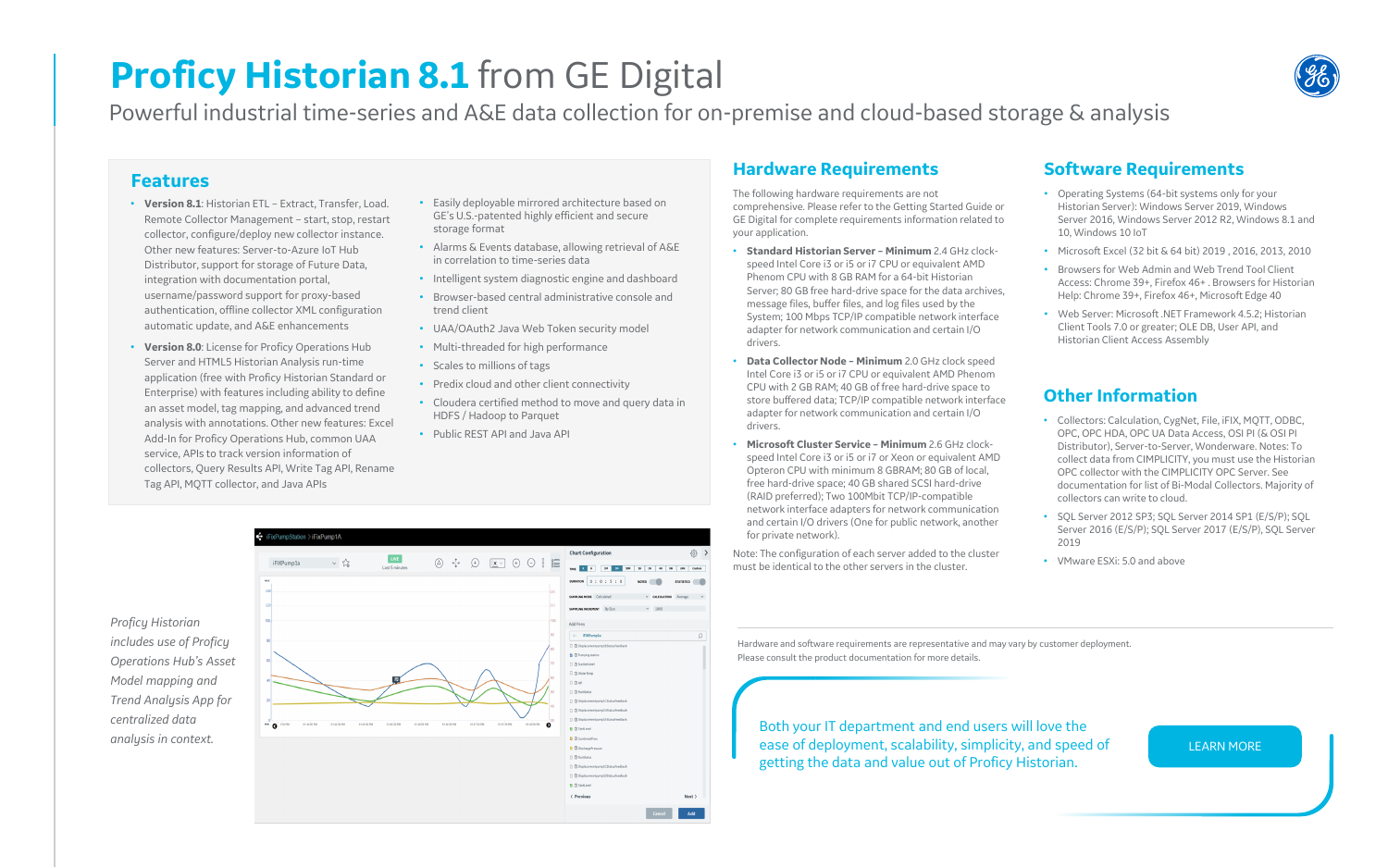# Proficy Historian 8.1 from GE Digital

Powerful industrial time-series and A&E data collection for on-premise and cloud-based storage & analysis

## Features

- **Version 8.1**: Historian ETL – Extract, Transfer, Load. Remote Collector Management – start, stop, restart collector, configure/deploy new collector instance. Other new features: Server-to-Azure IoT Hub Distributor, support for storage of Future Data, integration with documentation portal, username/password support for proxy-based authentication, offline collector XML configuration automatic update, and A&E enhancements
- **Version 8.0**: License for Proficy Operations Hub Server and HTML5 Historian Analysis run-time application (free with Proficy Historian Standard or Enterprise) with features including ability to define an asset model, tag mapping, and advanced trend analysis with annotations. Other new features: Excel Add-In for Proficy Operations Hub, common UAA service, APIs to track version information of collectors, Query Results API, Write Tag API, Rename Tag API, MQTT collector, and Java APIs
- Easily deployable mirrored architecture based on GE's U.S.-patented highly efficient and secure storage format
- Alarms & Events database, allowing retrieval of A&E in correlation to time-series data
- Intelligent system diagnostic engine and dashboard
- Browser-based central administrative console and trend client
- UAA/OAuth2 Java Web Token security model
- Multi-threaded for high performance
- Scales to millions of tags
- Predix cloud and other client connectivity
- Cloudera certified method to move and query data in HDFS / Hadoop to Parquet
- Public REST API and Java API

*Proficy Historian includes use of Proficy Operations Hub's Asset Model mapping and Trend Analysis App for centralized data analysis in context.*

## Hardware Requirements

The following hardware requirements are not comprehensive. Please refer to the Getting Started Guide or GE Digital for complete requirements information related to your application.

- **Standard Historian Server – Minimum** 2.4 GHz clock-speed Intel Core i3 or i5 or i7 CPU or equivalent AMD Phenom CPU with 8 GB RAM for a 64-bit Historian Server; 80 GB free hard-drive space for the data archives, message files, buffer files, and log files used by the System; 100 Mbps TCP/IP compatible network interface adapter for network communication and certain I/O drivers.
- **Data Collector Node – Minimum** 2.0 GHz clock speed Intel Core i3 or i5 or i7 CPU or equivalent AMD Phenom CPU with 2 GB RAM; 40 GB of free hard-drive space to store buffered data; TCP/IP compatible network interface adapter for network communication and certain I/O drivers.
- **Microsoft Cluster Service – Minimum** 2.6 GHz clock-speed Intel Core i3 or i5 or i7 or Xeon or equivalent AMD Opteron CPU with minimum 8 GBRAM; 80 GB of local, free hard-drive space; 40 GB shared SCSI hard-drive (RAID preferred); Two 100Mbit TCP/IP-compatible network interface adapters for network communication and certain I/O drivers (One for public network, another for private network).

Note: The configuration of each server added to the cluster must be identical to the other servers in the cluster.

## Software Requirements

- Operating Systems (64-bit systems only for your Historian Server): Windows Server 2019, Windows Server 2016, Windows Server 2012 R2, Windows 8.1 and 10, Windows 10 IoT
- Microsoft Excel (32 bit & 64 bit) 2019 , 2016, 2013, 2010
- Browsers for Web Admin and Web Trend Tool Client Access: Chrome 39+, Firefox 46+ . Browsers for Historian Help: Chrome 39+, Firefox 46+, Microsoft Edge 40
- Web Server: Microsoft .NET Framework 4.5.2; Historian Client Tools 7.0 or greater; OLE DB, User API, and Historian Client Access Assembly

## Other Information

- Collectors: Calculation, CygNet, File, iFIX, MQTT, ODBC, OPC, OPC HDA, OPC UA Data Access, OSI PI (& OSI PI Distributor), Server-to-Server, Wonderware. Notes: To collect data from CIMPLICITY, you must use the Historian OPC collector with the CIMPLICITY OPC Server. See documentation for list of Bi-Modal Collectors. Majority of collectors can write to cloud.
- SQL Server 2012 SP3; SQL Server 2014 SP1 (E/S/P); SQL Server 2016 (E/S/P); SQL Server 2017 (E/S/P), SQL Server 2019
- VMware ESXi: 5.0 and above

Hardware and software requirements are representative and may vary by customer deployment. Please consult the product documentation for more details.

Both your IT department and end users will love the ease of deployment, scalability, simplicity, and speed of getting the data and value out of Proficy Historian.

LEARN MORE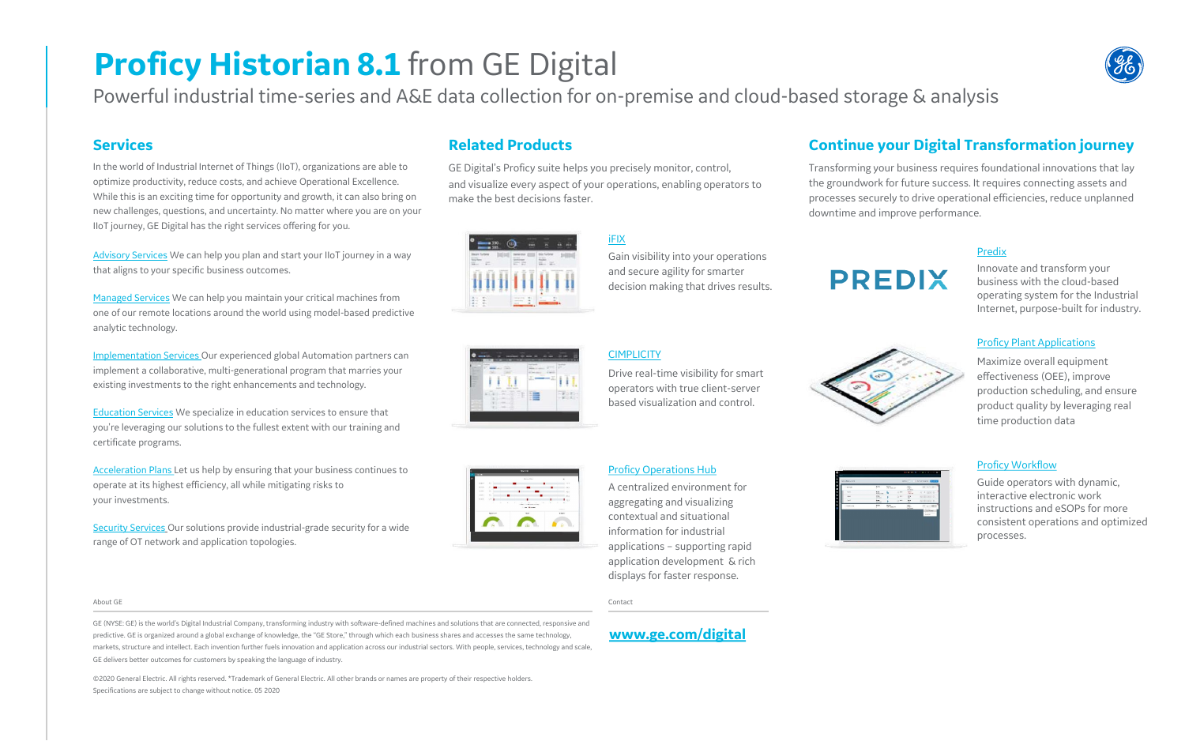# **Proficy Historian 8.1** from GE Digital

Powerful industrial time-series and A&E data collection for on-premise and cloud-based storage & analysis

## Services

In the world of Industrial Internet of Things (IIoT), organizations are able to optimize productivity, reduce costs, and achieve Operational Excellence. While this is an exciting time for opportunity and growth, it can also bring on new challenges, questions, and uncertainty. No matter where you are on your IIoT journey, GE Digital has the right services offering for you.

Advisory Services We can help you plan and start your IIoT journey in a way that aligns to your specific business outcomes.

Managed Services We can help you maintain your critical machines from one of our remote locations around the world using model-based predictive analytic technology.

Implementation Services Our experienced global Automation partners can implement a collaborative, multi-generational program that marries your existing investments to the right enhancements and technology.

Education Services We specialize in education services to ensure that you're leveraging our solutions to the fullest extent with our training and certificate programs.

Acceleration Plans Let us help by ensuring that your business continues to operate at its highest efficiency, all while mitigating risks to your investments.

Security Services Our solutions provide industrial-grade security for a wide range of OT network and application topologies.

## Related Products

GE Digital's Proficy suite helps you precisely monitor, control, and visualize every aspect of your operations, enabling operators to make the best decisions faster.

iFIX

Gain visibility into your operations and secure agility for smarter decision making that drives results.

CIMPLICITY

Drive real-time visibility for smart operators with true client-server based visualization and control.

Proficy Operations Hub

A centralized environment for aggregating and visualizing contextual and situational information for industrial applications – supporting rapid application development & rich displays for faster response.

## Continue your Digital Transformation journey

Transforming your business requires foundational innovations that lay the groundwork for future success. It requires connecting assets and processes securely to drive operational efficiencies, reduce unplanned downtime and improve performance.

PREDIX

Predix

Innovate and transform your business with the cloud-based operating system for the Industrial Internet, purpose-built for industry.

Proficy Plant Applications

Maximize overall equipment effectiveness (OEE), improve production scheduling, and ensure product quality by leveraging real time production data

Proficy Workflow

Guide operators with dynamic, interactive electronic work instructions and eSOPs for more consistent operations and optimized processes.

About GE

GE (NYSE: GE) is the world's Digital Industrial Company, transforming industry with software-defined machines and solutions that are connected, responsive and predictive. GE is organized around a global exchange of knowledge, the "GE Store," through which each business shares and accesses the same technology, markets, structure and intellect. Each invention further fuels innovation and application across our industrial sectors. With people, services, technology and scale, GE delivers better outcomes for customers by speaking the language of industry.

©2020 General Electric. All rights reserved. *Trademark of General Electric. All other brands or names are property of their respective holders. Specifications are subject to change without notice. 05 2020

Contact

**www.ge.com/digital**